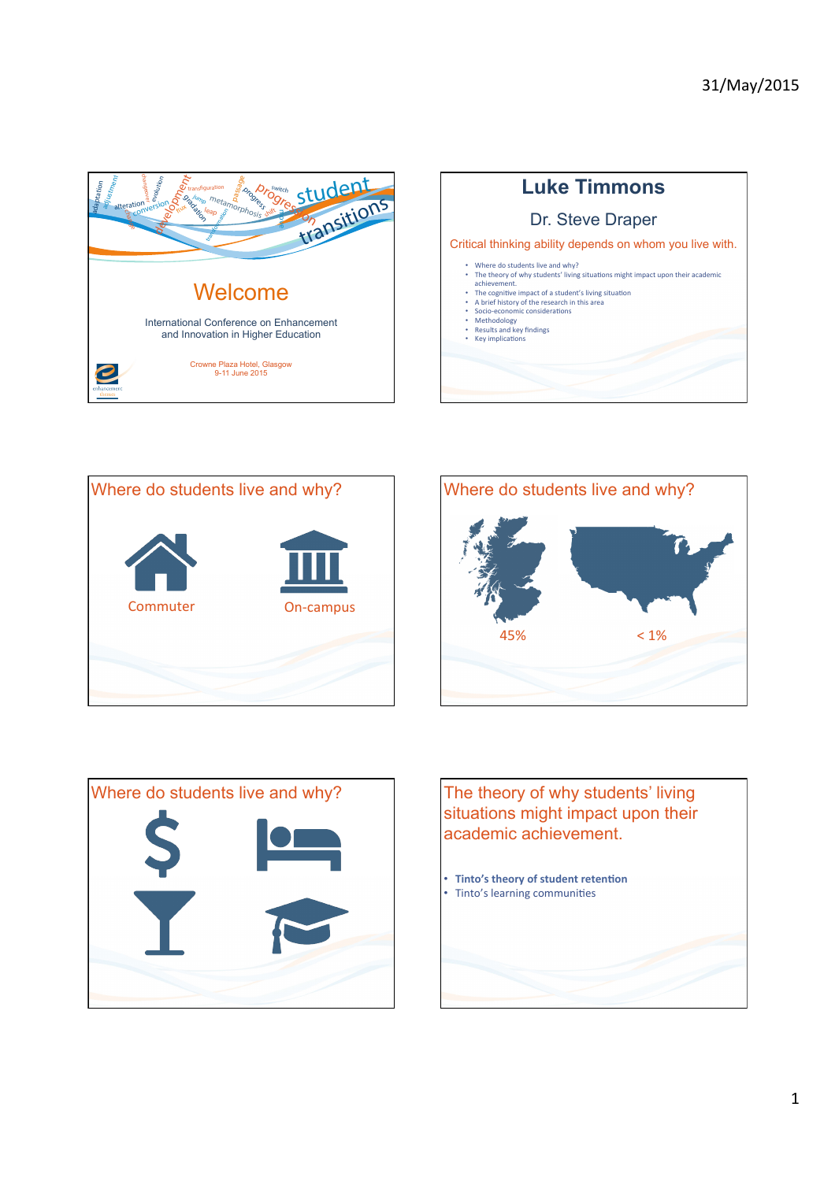31/May/2015

Welcome

International Conference on Enhancement and Innovation in Higher Education

Crowne Plaza Hotel, Glasgow
9-11 June 2015

## Luke Timmons

Dr. Steve Draper

Critical thinking ability depends on whom you live with.

- Where do students live and why?
- The theory of why students' living situations might impact upon their academic achievement.
- The cognitive impact of a student's living situation
- A brief history of the research in this area
- Socio-economic considerations
- Methodology
- Results and key findings
- Key implications

## Where do students live and why?

Commuter

On-campus

## Where do students live and why?

45%

< 1%

## Where do students live and why?

## The theory of why students' living situations might impact upon their academic achievement.

- **Tinto's theory of student retention**
- Tinto's learning communities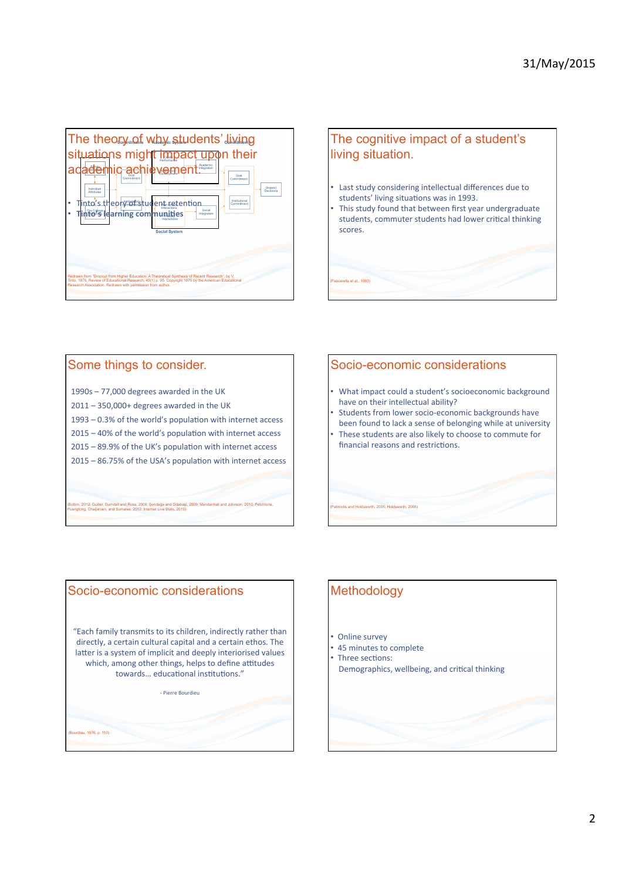## The theory of why students' living situations might impact upon their academic achievement.

- Tinto's theory of student retention
- Tinto's learning communities

Redrawn from "Dropout from Higher Education: A Theoretical Synthesis of Recent Research", by V. Tinto, 1975, Review of Educational Research, 45(1) p. 95. Copyright 1975 by the American Educational Research Association. Redrawn with permission from author.

## The cognitive impact of a student's living situation.

- Last study considering intellectual differences due to students' living situations was in 1993.
- This study found that between first year undergraduate students, commuter students had lower critical thinking scores.

(Pascarella et al., 1993)

## Some things to consider.

1990s – 77,000 degrees awarded in the UK

2011 – 350,000+ degrees awarded in the UK

1993 – 0.3% of the world's population with internet access

2015 – 40% of the world's population with internet access

2015 – 89.9% of the UK's population with internet access

2015 – 86.75% of the USA's population with internet access

(Bolton, 2012; Guiller, Durndell and Ross, 2008; Şendağ and Odabaşi, 2009; Mendenhall and Johnson, 2010; Petchtone, Puangtong, Chaijaroen, and Sumalee, 2012; Internet Live Stats, 2015)

## Socio-economic considerations

- What impact could a student's socioeconomic background have on their intellectual ability?
- Students from lower socio-economic backgrounds have been found to lack a sense of belonging while at university
- These students are also likely to choose to commute for financial reasons and restrictions.

(Patiniotis and Holdsworth, 2005; Holdsworth, 2006)

## Socio-economic considerations

"Each family transmits to its children, indirectly rather than directly, a certain cultural capital and a certain ethos. The latter is a system of implicit and deeply interiorised values which, among other things, helps to define attitudes towards… educational institutions."

- Pierre Bourdieu

(Bourdieu, 1976, p. 110)

## Methodology

- Online survey
- 45 minutes to complete
- Three sections:
  Demographics, wellbeing, and critical thinking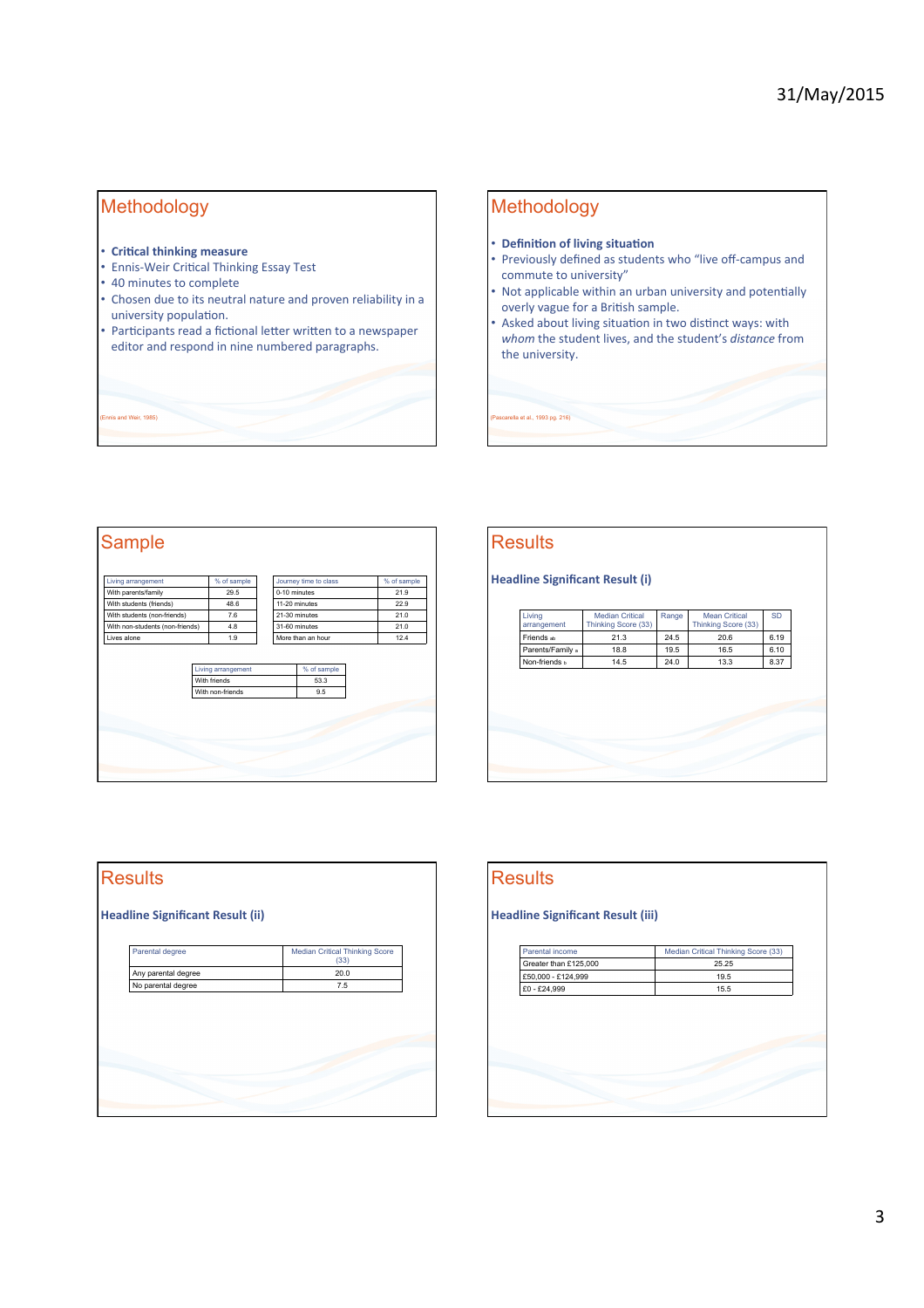## Methodology

- **Critical thinking measure**
- Ennis-Weir Critical Thinking Essay Test
- 40 minutes to complete
- Chosen due to its neutral nature and proven reliability in a university population.
- Participants read a fictional letter written to a newspaper editor and respond in nine numbered paragraphs.

(Ennis and Weir, 1985)

## Methodology

- **Definition of living situation**
- Previously defined as students who "live off-campus and commute to university"
- Not applicable within an urban university and potentially overly vague for a British sample.
- Asked about living situation in two distinct ways: with *whom* the student lives, and the student's *distance* from the university.

(Pascarella et al., 1993 pg. 216)

## Sample

| Living arrangement | % of sample |
|---|---|
| With parents/family | 29.5 |
| With students (friends) | 48.6 |
| With students (non-friends) | 7.6 |
| With non-students (non-friends) | 4.8 |
| Lives alone | 1.9 |

| Journey time to class | % of sample |
|---|---|
| 0-10 minutes | 21.9 |
| 11-20 minutes | 22.9 |
| 21-30 minutes | 21.0 |
| 31-60 minutes | 21.0 |
| More than an hour | 12.4 |

| Living arrangement | % of sample |
|---|---|
| With friends | 53.3 |
| With non-friends | 9.5 |

## Results

**Headline Significant Result (i)**

| Living arrangement | Median Critical Thinking Score (33) | Range | Mean Critical Thinking Score (33) | SD |
|---|---|---|---|---|
| Friends ab | 21.3 | 24.5 | 20.6 | 6.19 |
| Parents/Family a | 18.8 | 19.5 | 16.5 | 6.10 |
| Non-friends b | 14.5 | 24.0 | 13.3 | 8.37 |

## Results

**Headline Significant Result (ii)**

| Parental degree | Median Critical Thinking Score (33) |
|---|---|
| Any parental degree | 20.0 |
| No parental degree | 7.5 |

## Results

**Headline Significant Result (iii)**

| Parental income | Median Critical Thinking Score (33) |
|---|---|
| Greater than £125,000 | 25.25 |
| £50,000 - £124,999 | 19.5 |
| £0 - £24,999 | 15.5 |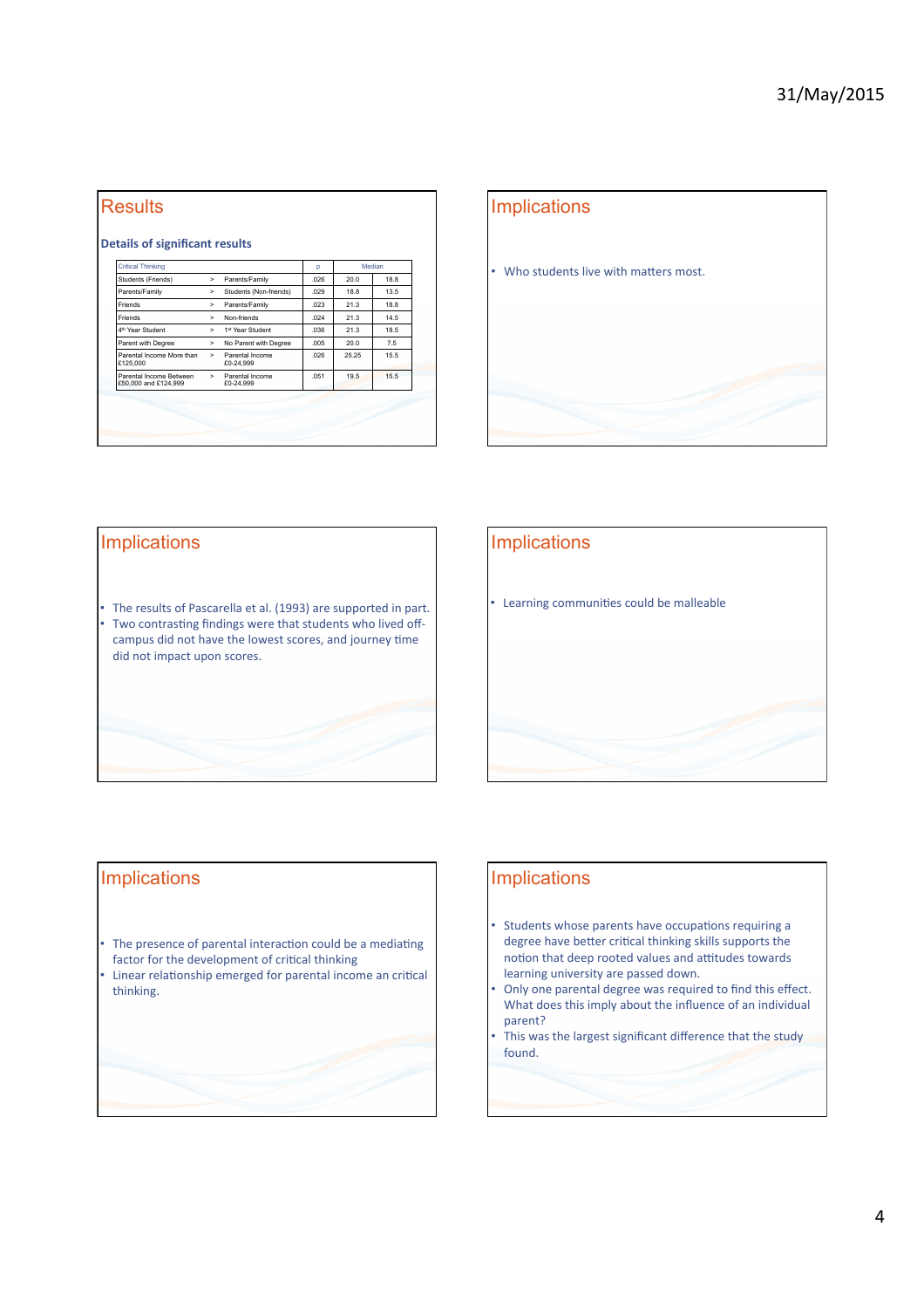## Results

**Details of significant results**

| Critical Thinking | | | p | Median | |
|---|---|---|---|---|---|
| Students (Friends) | > | Parents/Family | .026 | 20.0 | 18.8 |
| Parents/Family | > | Students (Non-friends) | .029 | 18.8 | 13.5 |
| Friends | > | Parents/Family | .023 | 21.3 | 18.8 |
| Friends | > | Non-friends | .024 | 21.3 | 14.5 |
| 4th Year Student | > | 1st Year Student | .036 | 21.3 | 18.5 |
| Parent with Degree | > | No Parent with Degree | .005 | 20.0 | 7.5 |
| Parental Income More than £125,000 | > | Parental Income £0-24,999 | .026 | 25.25 | 15.5 |
| Parental Income Between £50,000 and £124,999 | > | Parental Income £0-24,999 | .051 | 19.5 | 15.5 |

## Implications

- Who students live with matters most.

## Implications

- The results of Pascarella et al. (1993) are supported in part.
- Two contrasting findings were that students who lived off-campus did not have the lowest scores, and journey time did not impact upon scores.

## Implications

- Learning communities could be malleable

## Implications

- The presence of parental interaction could be a mediating factor for the development of critical thinking
- Linear relationship emerged for parental income an critical thinking.

## Implications

- Students whose parents have occupations requiring a degree have better critical thinking skills supports the notion that deep rooted values and attitudes towards learning university are passed down.
- Only one parental degree was required to find this effect. What does this imply about the influence of an individual parent?
- This was the largest significant difference that the study found.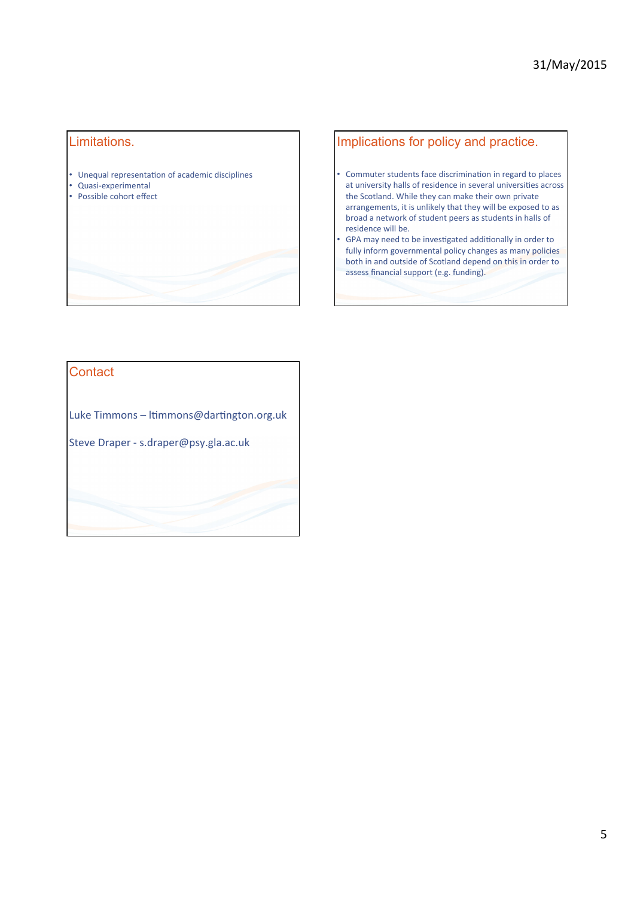## Limitations.

- Unequal representation of academic disciplines
- Quasi-experimental
- Possible cohort effect

## Implications for policy and practice.

- Commuter students face discrimination in regard to places at university halls of residence in several universities across the Scotland. While they can make their own private arrangements, it is unlikely that they will be exposed to as broad a network of student peers as students in halls of residence will be.
- GPA may need to be investigated additionally in order to fully inform governmental policy changes as many policies both in and outside of Scotland depend on this in order to assess financial support (e.g. funding).

## Contact

Luke Timmons – ltimmons@dartington.org.uk

Steve Draper - s.draper@psy.gla.ac.uk